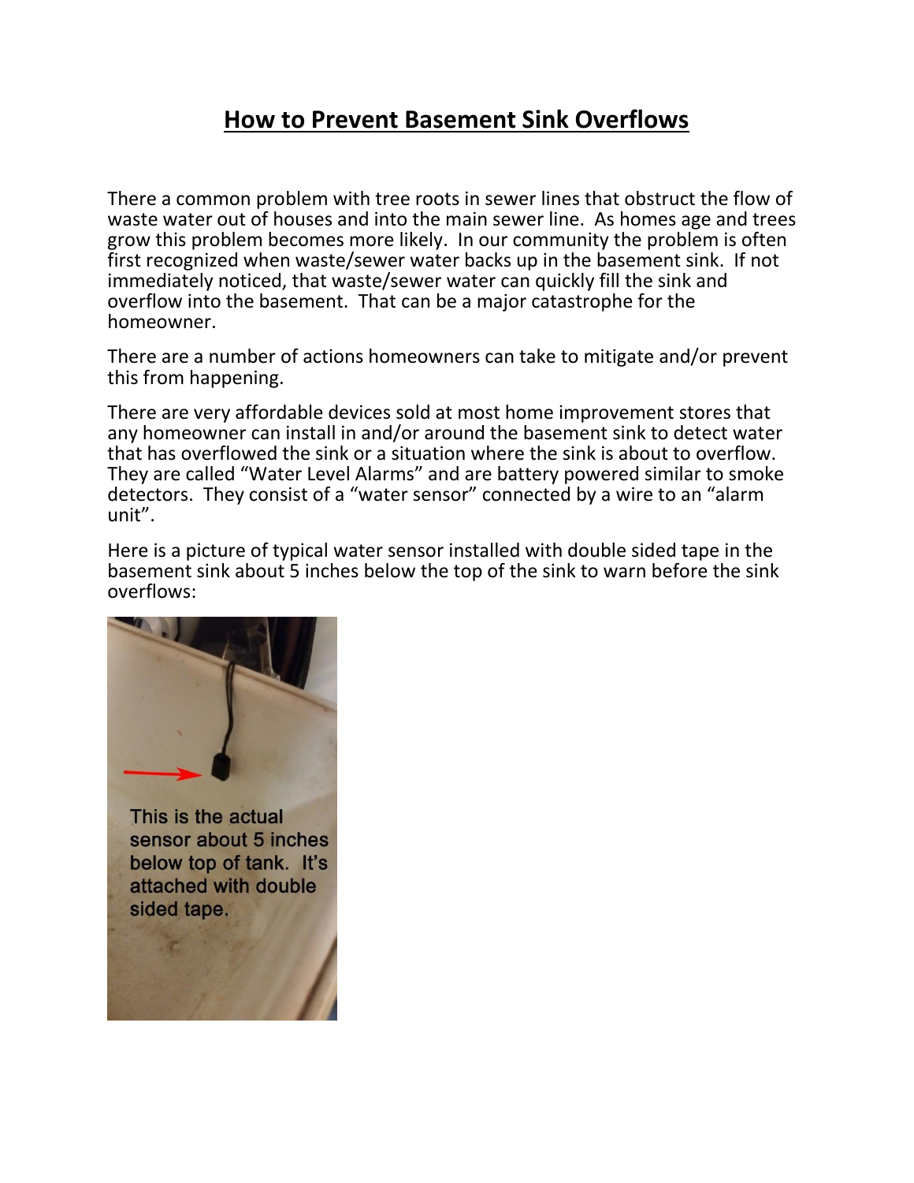# How to Prevent Basement Sink Overflows

There a common problem with tree roots in sewer lines that obstruct the flow of waste water out of houses and into the main sewer line. As homes age and trees grow this problem becomes more likely. In our community the problem is often first recognized when waste/sewer water backs up in the basement sink. If not immediately noticed, that waste/sewer water can quickly fill the sink and overflow into the basement. That can be a major catastrophe for the homeowner.

There are a number of actions homeowners can take to mitigate and/or prevent this from happening.

There are very affordable devices sold at most home improvement stores that any homeowner can install in and/or around the basement sink to detect water that has overflowed the sink or a situation where the sink is about to overflow. They are called "Water Level Alarms" and are battery powered similar to smoke detectors. They consist of a "water sensor" connected by a wire to an "alarm unit".

Here is a picture of typical water sensor installed with double sided tape in the basement sink about 5 inches below the top of the sink to warn before the sink overflows:

This is the actual sensor about 5 inches below top of tank. It's attached with double sided tape.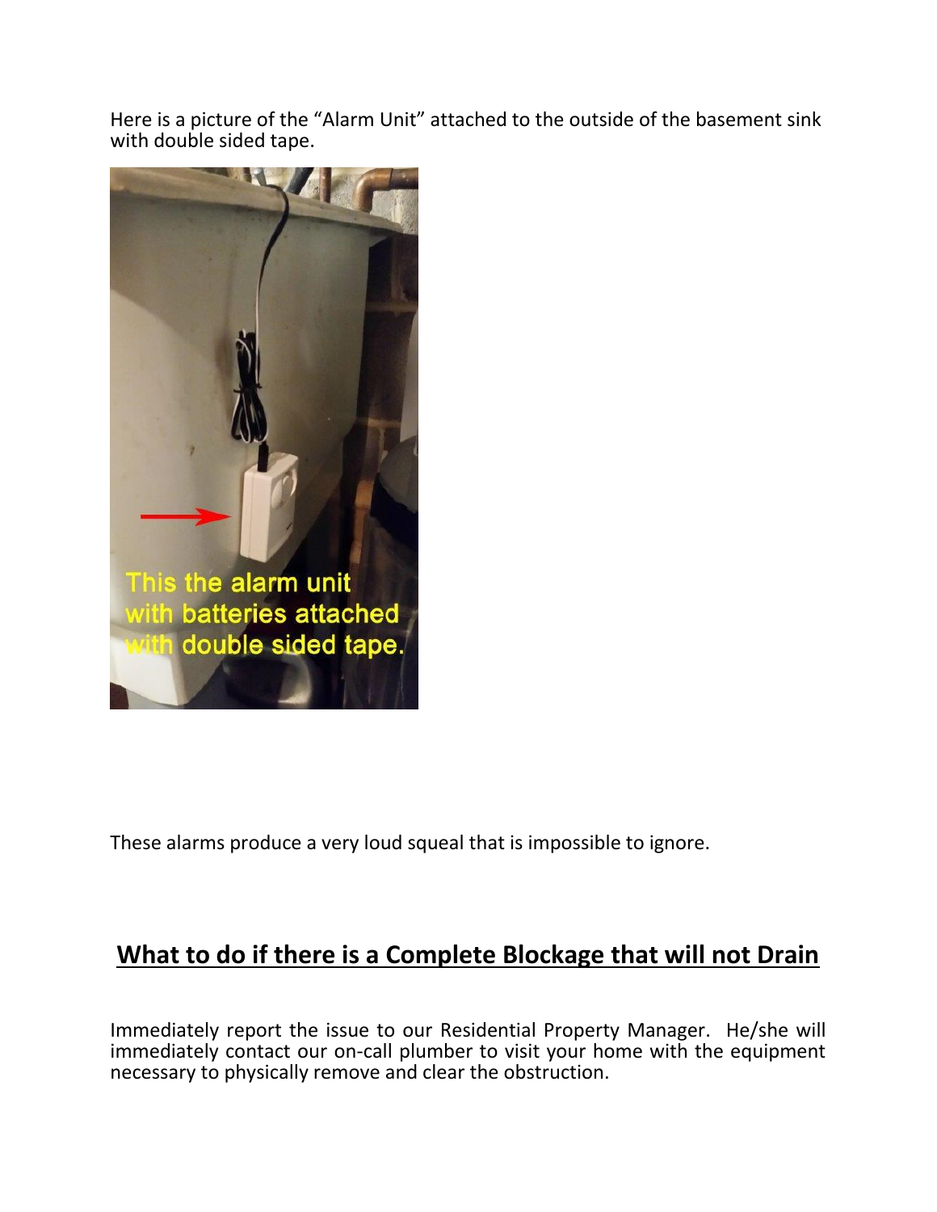Here is a picture of the "Alarm Unit" attached to the outside of the basement sink with double sided tape.

This the alarm unit with batteries attached with double sided tape.

These alarms produce a very loud squeal that is impossible to ignore.

## What to do if there is a Complete Blockage that will not Drain

Immediately report the issue to our Residential Property Manager. He/she will immediately contact our on-call plumber to visit your home with the equipment necessary to physically remove and clear the obstruction.